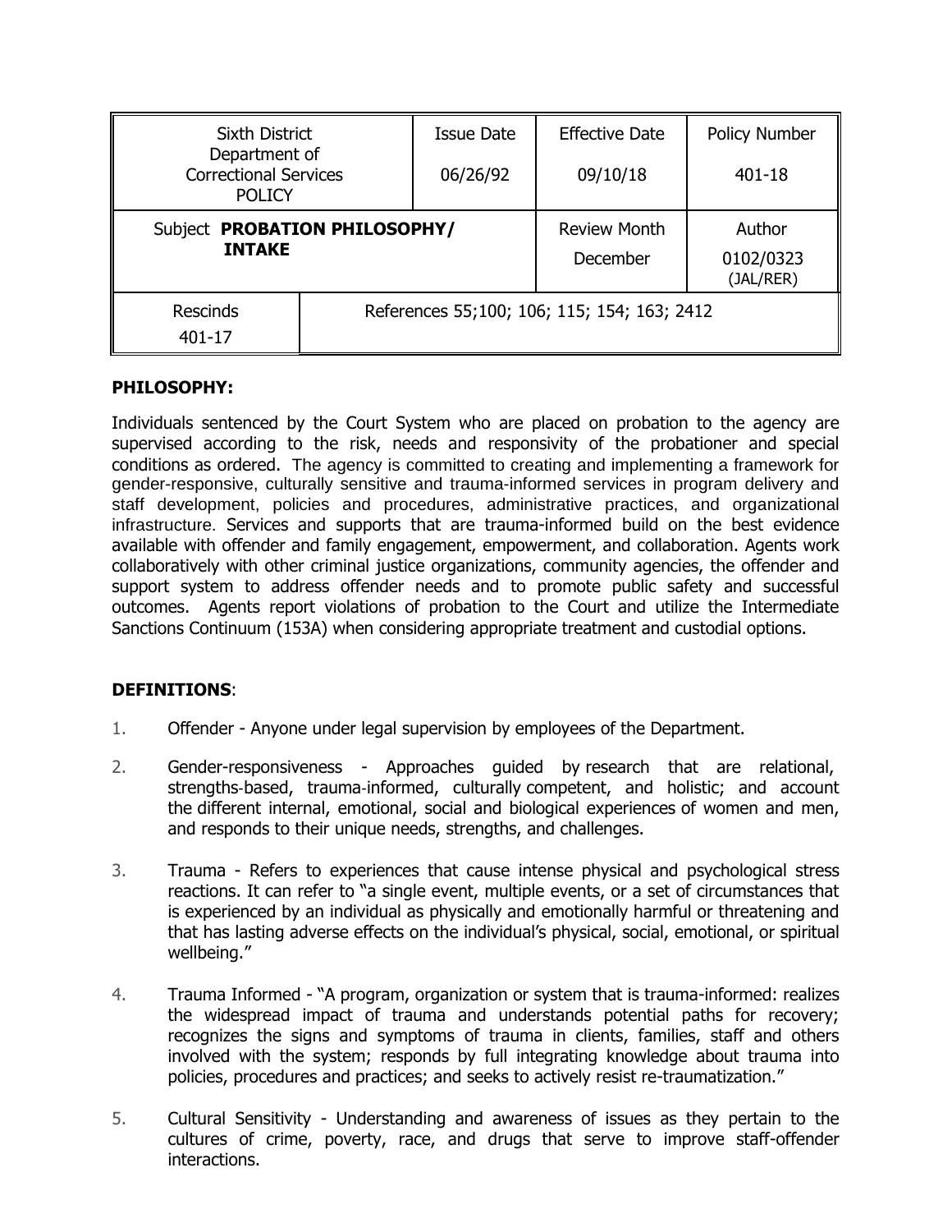| Sixth District Department of Correctional Services POLICY | | Issue Date<br>06/26/92 | Effective Date<br>09/10/18 | Policy Number<br>401-18 |
|---|---|---|---|---|
| Subject **PROBATION PHILOSOPHY/ INTAKE** | | | Review Month<br>December | Author<br>0102/0323 (JAL/RER) |
| Rescinds<br>401-17 | References 55;100; 106; 115; 154; 163; 2412 | | | |

**PHILOSOPHY:**

Individuals sentenced by the Court System who are placed on probation to the agency are supervised according to the risk, needs and responsivity of the probationer and special conditions as ordered. The agency is committed to creating and implementing a framework for gender-responsive, culturally sensitive and trauma-informed services in program delivery and staff development, policies and procedures, administrative practices, and organizational infrastructure. Services and supports that are trauma-informed build on the best evidence available with offender and family engagement, empowerment, and collaboration. Agents work collaboratively with other criminal justice organizations, community agencies, the offender and support system to address offender needs and to promote public safety and successful outcomes. Agents report violations of probation to the Court and utilize the Intermediate Sanctions Continuum (153A) when considering appropriate treatment and custodial options.

**DEFINITIONS**:

1. Offender - Anyone under legal supervision by employees of the Department.

2. Gender-responsiveness - Approaches guided by research that are relational, strengths-based, trauma-informed, culturally competent, and holistic; and account the different internal, emotional, social and biological experiences of women and men, and responds to their unique needs, strengths, and challenges.

3. Trauma - Refers to experiences that cause intense physical and psychological stress reactions. It can refer to "a single event, multiple events, or a set of circumstances that is experienced by an individual as physically and emotionally harmful or threatening and that has lasting adverse effects on the individual's physical, social, emotional, or spiritual wellbeing."

4. Trauma Informed - "A program, organization or system that is trauma-informed: realizes the widespread impact of trauma and understands potential paths for recovery; recognizes the signs and symptoms of trauma in clients, families, staff and others involved with the system; responds by full integrating knowledge about trauma into policies, procedures and practices; and seeks to actively resist re-traumatization."

5. Cultural Sensitivity - Understanding and awareness of issues as they pertain to the cultures of crime, poverty, race, and drugs that serve to improve staff-offender interactions.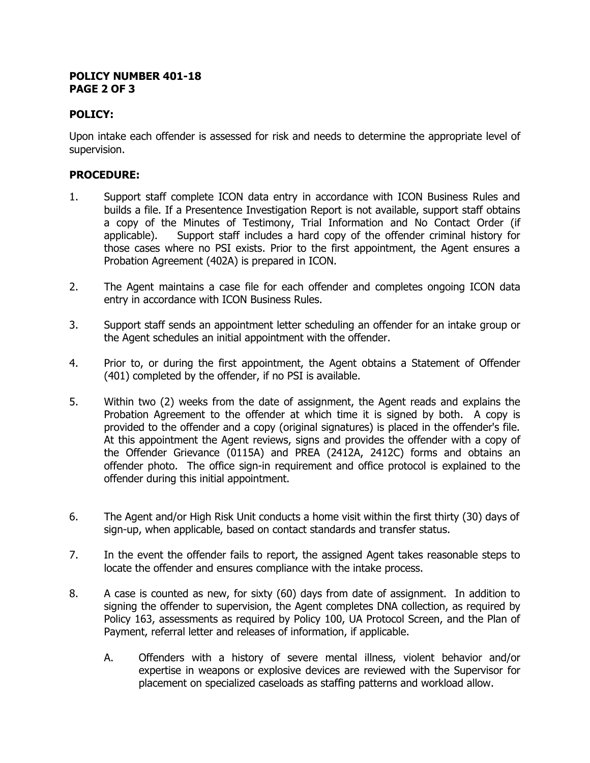**POLICY NUMBER 401-18**
**PAGE 2 OF 3**

**POLICY:**

Upon intake each offender is assessed for risk and needs to determine the appropriate level of supervision.

**PROCEDURE:**

1. Support staff complete ICON data entry in accordance with ICON Business Rules and builds a file. If a Presentence Investigation Report is not available, support staff obtains a copy of the Minutes of Testimony, Trial Information and No Contact Order (if applicable). Support staff includes a hard copy of the offender criminal history for those cases where no PSI exists. Prior to the first appointment, the Agent ensures a Probation Agreement (402A) is prepared in ICON.

2. The Agent maintains a case file for each offender and completes ongoing ICON data entry in accordance with ICON Business Rules.

3. Support staff sends an appointment letter scheduling an offender for an intake group or the Agent schedules an initial appointment with the offender.

4. Prior to, or during the first appointment, the Agent obtains a Statement of Offender (401) completed by the offender, if no PSI is available.

5. Within two (2) weeks from the date of assignment, the Agent reads and explains the Probation Agreement to the offender at which time it is signed by both. A copy is provided to the offender and a copy (original signatures) is placed in the offender's file. At this appointment the Agent reviews, signs and provides the offender with a copy of the Offender Grievance (0115A) and PREA (2412A, 2412C) forms and obtains an offender photo. The office sign-in requirement and office protocol is explained to the offender during this initial appointment.

6. The Agent and/or High Risk Unit conducts a home visit within the first thirty (30) days of sign-up, when applicable, based on contact standards and transfer status.

7. In the event the offender fails to report, the assigned Agent takes reasonable steps to locate the offender and ensures compliance with the intake process.

8. A case is counted as new, for sixty (60) days from date of assignment. In addition to signing the offender to supervision, the Agent completes DNA collection, as required by Policy 163, assessments as required by Policy 100, UA Protocol Screen, and the Plan of Payment, referral letter and releases of information, if applicable.

   A. Offenders with a history of severe mental illness, violent behavior and/or expertise in weapons or explosive devices are reviewed with the Supervisor for placement on specialized caseloads as staffing patterns and workload allow.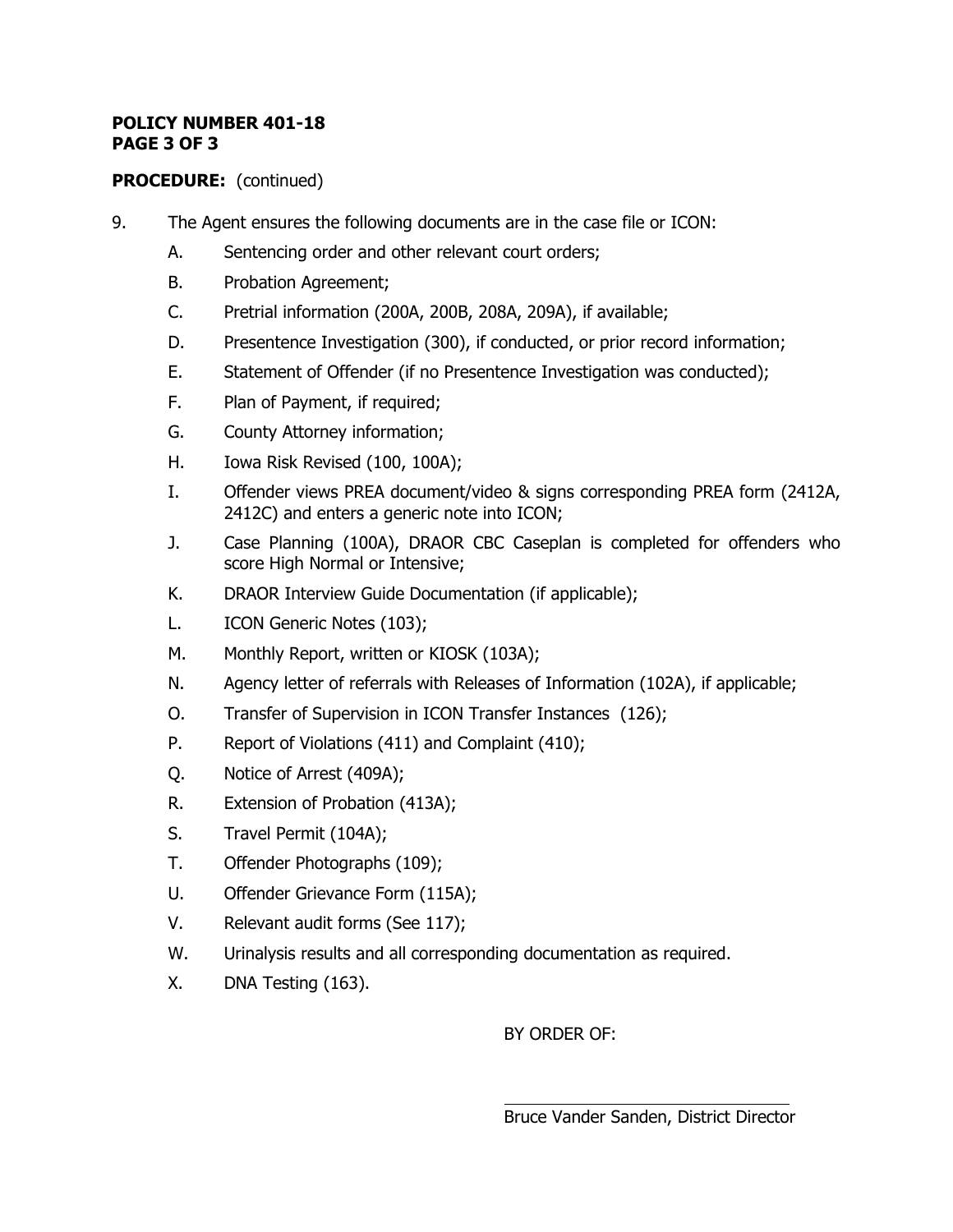**PROCEDURE:** (continued)

9. The Agent ensures the following documents are in the case file or ICON:
   A. Sentencing order and other relevant court orders;
   B. Probation Agreement;
   C. Pretrial information (200A, 200B, 208A, 209A), if available;
   D. Presentence Investigation (300), if conducted, or prior record information;
   E. Statement of Offender (if no Presentence Investigation was conducted);
   F. Plan of Payment, if required;
   G. County Attorney information;
   H. Iowa Risk Revised (100, 100A);
   I. Offender views PREA document/video & signs corresponding PREA form (2412A, 2412C) and enters a generic note into ICON;
   J. Case Planning (100A), DRAOR CBC Caseplan is completed for offenders who score High Normal or Intensive;
   K. DRAOR Interview Guide Documentation (if applicable);
   L. ICON Generic Notes (103);
   M. Monthly Report, written or KIOSK (103A);
   N. Agency letter of referrals with Releases of Information (102A), if applicable;
   O. Transfer of Supervision in ICON Transfer Instances (126);
   P. Report of Violations (411) and Complaint (410);
   Q. Notice of Arrest (409A);
   R. Extension of Probation (413A);
   S. Travel Permit (104A);
   T. Offender Photographs (109);
   U. Offender Grievance Form (115A);
   V. Relevant audit forms (See 117);
   W. Urinalysis results and all corresponding documentation as required.
   X. DNA Testing (163).

BY ORDER OF:

Bruce Vander Sanden, District Director